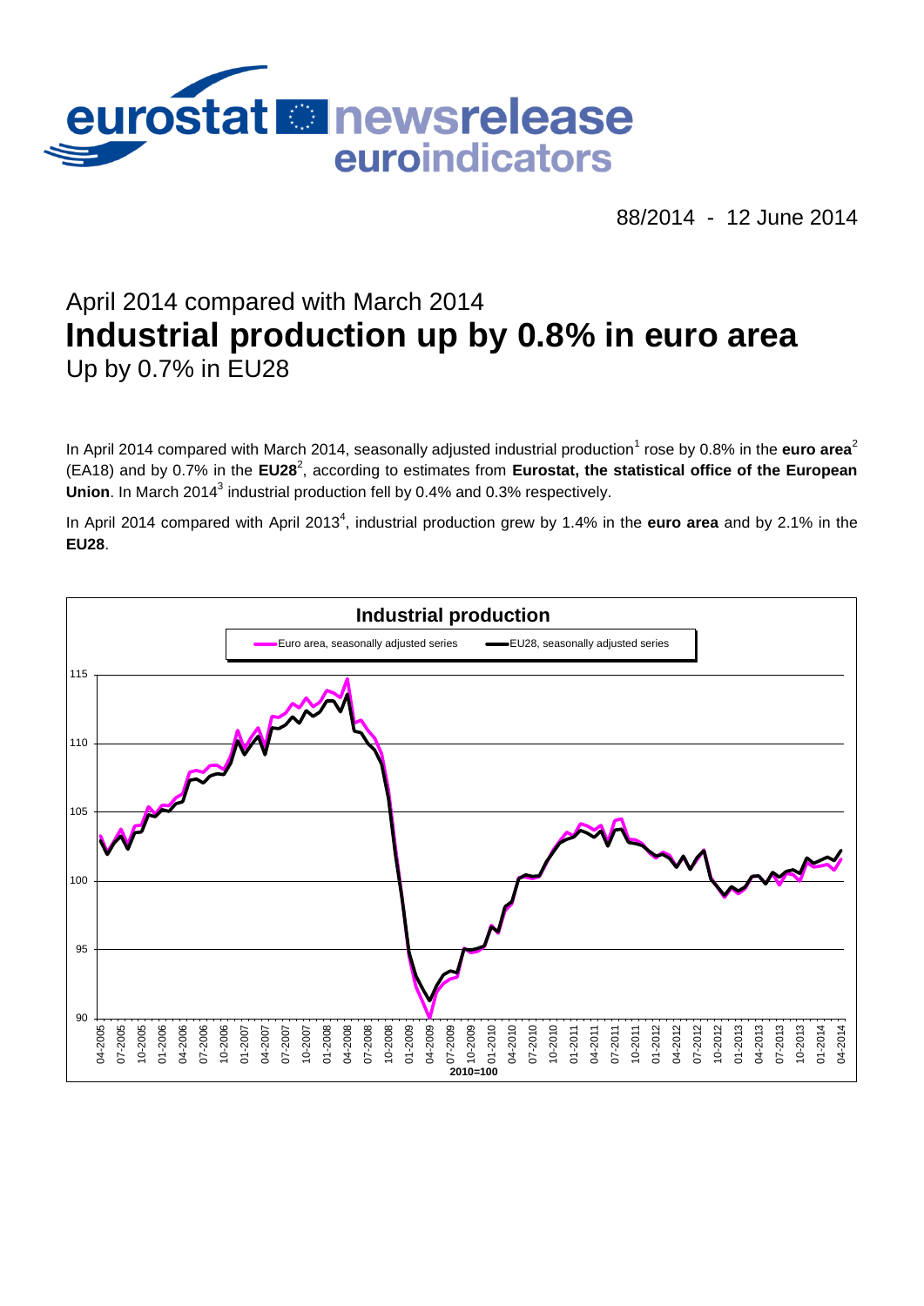eurostat newsrelease euroindicators

88/2014 - 12 June 2014

## April 2014 compared with March 2014

# Industrial production up by 0.8% in euro area

## Up by 0.7% in EU28

In April 2014 compared with March 2014, seasonally adjusted industrial production[1] rose by 0.8% in the **euro area**[2] (EA18) and by 0.7% in the **EU28**[2], according to estimates from **Eurostat, the statistical office of the European Union**. In March 2014[3] industrial production fell by 0.4% and 0.3% respectively.

In April 2014 compared with April 2013[4], industrial production grew by 1.4% in the **euro area** and by 2.1% in the **EU28**.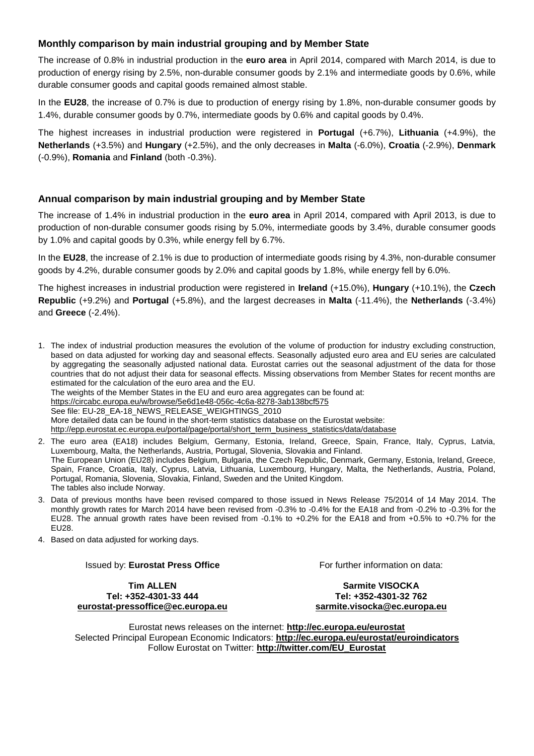## Monthly comparison by main industrial grouping and by Member State

The increase of 0.8% in industrial production in the **euro area** in April 2014, compared with March 2014, is due to production of energy rising by 2.5%, non-durable consumer goods by 2.1% and intermediate goods by 0.6%, while durable consumer goods and capital goods remained almost stable.

In the **EU28**, the increase of 0.7% is due to production of energy rising by 1.8%, non-durable consumer goods by 1.4%, durable consumer goods by 0.7%, intermediate goods by 0.6% and capital goods by 0.4%.

The highest increases in industrial production were registered in **Portugal** (+6.7%), **Lithuania** (+4.9%), the **Netherlands** (+3.5%) and **Hungary** (+2.5%), and the only decreases in **Malta** (-6.0%), **Croatia** (-2.9%), **Denmark** (-0.9%), **Romania** and **Finland** (both -0.3%).

## Annual comparison by main industrial grouping and by Member State

The increase of 1.4% in industrial production in the **euro area** in April 2014, compared with April 2013, is due to production of non-durable consumer goods rising by 5.0%, intermediate goods by 3.4%, durable consumer goods by 1.0% and capital goods by 0.3%, while energy fell by 6.7%.

In the **EU28**, the increase of 2.1% is due to production of intermediate goods rising by 4.3%, non-durable consumer goods by 4.2%, durable consumer goods by 2.0% and capital goods by 1.8%, while energy fell by 6.0%.

The highest increases in industrial production were registered in **Ireland** (+15.0%), **Hungary** (+10.1%), the **Czech Republic** (+9.2%) and **Portugal** (+5.8%), and the largest decreases in **Malta** (-11.4%), the **Netherlands** (-3.4%) and **Greece** (-2.4%).

1. The index of industrial production measures the evolution of the volume of production for industry excluding construction, based on data adjusted for working day and seasonal effects. Seasonally adjusted euro area and EU series are calculated by aggregating the seasonally adjusted national data. Eurostat carries out the seasonal adjustment of the data for those countries that do not adjust their data for seasonal effects. Missing observations from Member States for recent months are estimated for the calculation of the euro area and the EU.
   The weights of the Member States in the EU and euro area aggregates can be found at:
   https://circabc.europa.eu/w/browse/5e6d1e48-056c-4c6a-8278-3ab138bcf575
   See file: EU-28_EA-18_NEWS_RELEASE_WEIGHTINGS_2010
   More detailed data can be found in the short-term statistics database on the Eurostat website:
   http://epp.eurostat.ec.europa.eu/portal/page/portal/short_term_business_statistics/data/database
2. The euro area (EA18) includes Belgium, Germany, Estonia, Ireland, Greece, Spain, France, Italy, Cyprus, Latvia, Luxembourg, Malta, the Netherlands, Austria, Portugal, Slovenia, Slovakia and Finland.
   The European Union (EU28) includes Belgium, Bulgaria, the Czech Republic, Denmark, Germany, Estonia, Ireland, Greece, Spain, France, Croatia, Italy, Cyprus, Latvia, Lithuania, Luxembourg, Hungary, Malta, the Netherlands, Austria, Poland, Portugal, Romania, Slovenia, Slovakia, Finland, Sweden and the United Kingdom.
   The tables also include Norway.
3. Data of previous months have been revised compared to those issued in News Release 75/2014 of 14 May 2014. The monthly growth rates for March 2014 have been revised from -0.3% to -0.4% for the EA18 and from -0.2% to -0.3% for the EU28. The annual growth rates have been revised from -0.1% to +0.2% for the EA18 and from +0.5% to +0.7% for the EU28.
4. Based on data adjusted for working days.

Issued by: **Eurostat Press Office**

**Tim ALLEN**
**Tel: +352-4301-33 444**
**eurostat-pressoffice@ec.europa.eu**

For further information on data:

**Sarmite VISOCKA**
**Tel: +352-4301-32 762**
**sarmite.visocka@ec.europa.eu**

Eurostat news releases on the internet: **http://ec.europa.eu/eurostat**
Selected Principal European Economic Indicators: **http://ec.europa.eu/eurostat/euroindicators**
Follow Eurostat on Twitter: **http://twitter.com/EU_Eurostat**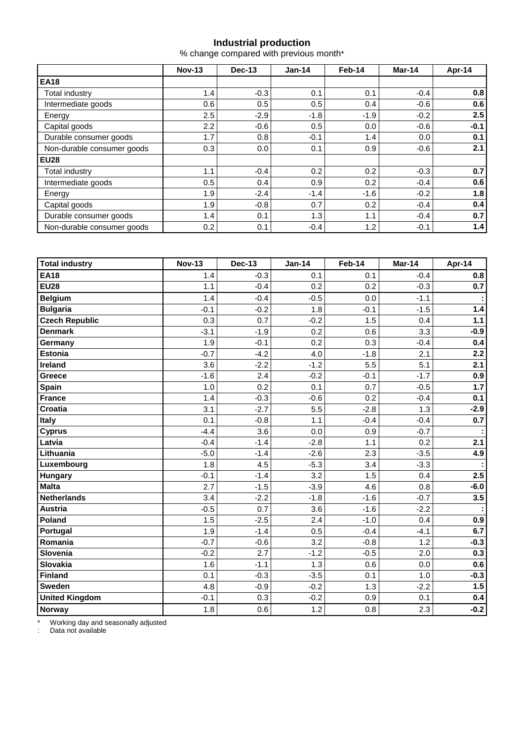## Industrial production

% change compared with previous month*

| | Nov-13 | Dec-13 | Jan-14 | Feb-14 | Mar-14 | Apr-14 |
|---|---|---|---|---|---|---|
| **EA18** | | | | | | |
| Total industry | 1.4 | -0.3 | 0.1 | 0.1 | -0.4 | **0.8** |
| Intermediate goods | 0.6 | 0.5 | 0.5 | 0.4 | -0.6 | **0.6** |
| Energy | 2.5 | -2.9 | -1.8 | -1.9 | -0.2 | **2.5** |
| Capital goods | 2.2 | -0.6 | 0.5 | 0.0 | -0.6 | **-0.1** |
| Durable consumer goods | 1.7 | 0.8 | -0.1 | 1.4 | 0.0 | **0.1** |
| Non-durable consumer goods | 0.3 | 0.0 | 0.1 | 0.9 | -0.6 | **2.1** |
| **EU28** | | | | | | |
| Total industry | 1.1 | -0.4 | 0.2 | 0.2 | -0.3 | **0.7** |
| Intermediate goods | 0.5 | 0.4 | 0.9 | 0.2 | -0.4 | **0.6** |
| Energy | 1.9 | -2.4 | -1.4 | -1.6 | -0.2 | **1.8** |
| Capital goods | 1.9 | -0.8 | 0.7 | 0.2 | -0.4 | **0.4** |
| Durable consumer goods | 1.4 | 0.1 | 1.3 | 1.1 | -0.4 | **0.7** |
| Non-durable consumer goods | 0.2 | 0.1 | -0.4 | 1.2 | -0.1 | **1.4** |

| **Total industry** | **Nov-13** | **Dec-13** | **Jan-14** | **Feb-14** | **Mar-14** | **Apr-14** |
|---|---|---|---|---|---|---|
| **EA18** | 1.4 | -0.3 | 0.1 | 0.1 | -0.4 | **0.8** |
| **EU28** | 1.1 | -0.4 | 0.2 | 0.2 | -0.3 | **0.7** |
| **Belgium** | 1.4 | -0.4 | -0.5 | 0.0 | -1.1 | **:** |
| **Bulgaria** | -0.1 | -0.2 | 1.8 | -0.1 | -1.5 | **1.4** |
| **Czech Republic** | 0.3 | 0.7 | -0.2 | 1.5 | 0.4 | **1.1** |
| **Denmark** | -3.1 | -1.9 | 0.2 | 0.6 | 3.3 | **-0.9** |
| **Germany** | 1.9 | -0.1 | 0.2 | 0.3 | -0.4 | **0.4** |
| **Estonia** | -0.7 | -4.2 | 4.0 | -1.8 | 2.1 | **2.2** |
| **Ireland** | 3.6 | -2.2 | -1.2 | 5.5 | 5.1 | **2.1** |
| **Greece** | -1.6 | 2.4 | -0.2 | -0.1 | -1.7 | **0.9** |
| **Spain** | 1.0 | 0.2 | 0.1 | 0.7 | -0.5 | **1.7** |
| **France** | 1.4 | -0.3 | -0.6 | 0.2 | -0.4 | **0.1** |
| **Croatia** | 3.1 | -2.7 | 5.5 | -2.8 | 1.3 | **-2.9** |
| **Italy** | 0.1 | -0.8 | 1.1 | -0.4 | -0.4 | **0.7** |
| **Cyprus** | -4.4 | 3.6 | 0.0 | 0.9 | -0.7 | **:** |
| **Latvia** | -0.4 | -1.4 | -2.8 | 1.1 | 0.2 | **2.1** |
| **Lithuania** | -5.0 | -1.4 | -2.6 | 2.3 | -3.5 | **4.9** |
| **Luxembourg** | 1.8 | 4.5 | -5.3 | 3.4 | -3.3 | **:** |
| **Hungary** | -0.1 | -1.4 | 3.2 | 1.5 | 0.4 | **2.5** |
| **Malta** | 2.7 | -1.5 | -3.9 | 4.6 | 0.8 | **-6.0** |
| **Netherlands** | 3.4 | -2.2 | -1.8 | -1.6 | -0.7 | **3.5** |
| **Austria** | -0.5 | 0.7 | 3.6 | -1.6 | -2.2 | **:** |
| **Poland** | 1.5 | -2.5 | 2.4 | -1.0 | 0.4 | **0.9** |
| **Portugal** | 1.9 | -1.4 | 0.5 | -0.4 | -4.1 | **6.7** |
| **Romania** | -0.7 | -0.6 | 3.2 | -0.8 | 1.2 | **-0.3** |
| **Slovenia** | -0.2 | 2.7 | -1.2 | -0.5 | 2.0 | **0.3** |
| **Slovakia** | 1.6 | -1.1 | 1.3 | 0.6 | 0.0 | **0.6** |
| **Finland** | 0.1 | -0.3 | -3.5 | 0.1 | 1.0 | **-0.3** |
| **Sweden** | 4.8 | -0.9 | -0.2 | 1.3 | -2.2 | **1.5** |
| **United Kingdom** | -0.1 | 0.3 | -0.2 | 0.9 | 0.1 | **0.4** |
| **Norway** | 1.8 | 0.6 | 1.2 | 0.8 | 2.3 | **-0.2** |

\* Working day and seasonally adjusted

: Data not available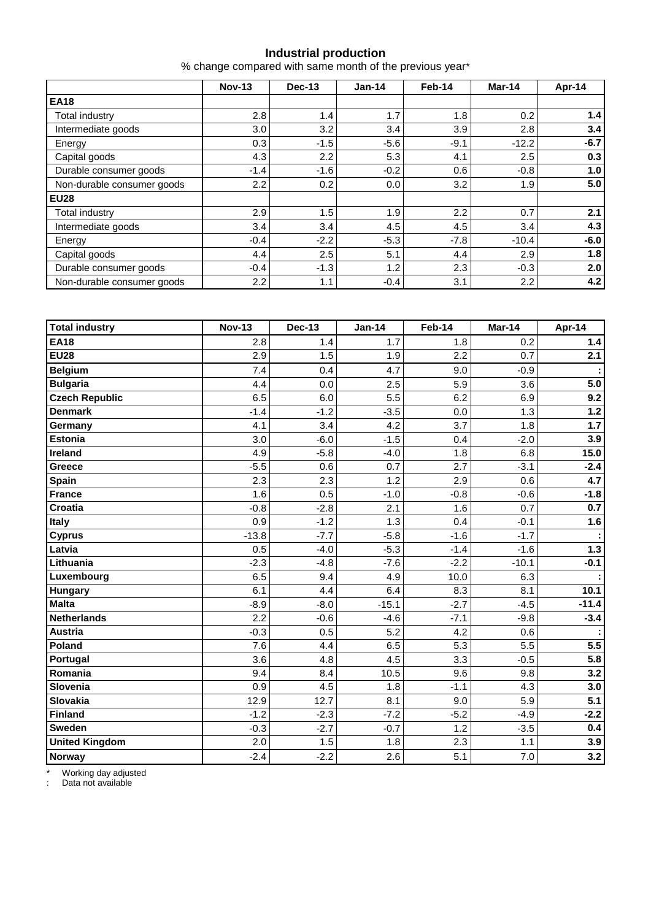## Industrial production

% change compared with same month of the previous year*

| | Nov-13 | Dec-13 | Jan-14 | Feb-14 | Mar-14 | Apr-14 |
|---|---|---|---|---|---|---|
| **EA18** | | | | | | |
| Total industry | 2.8 | 1.4 | 1.7 | 1.8 | 0.2 | **1.4** |
| Intermediate goods | 3.0 | 3.2 | 3.4 | 3.9 | 2.8 | **3.4** |
| Energy | 0.3 | -1.5 | -5.6 | -9.1 | -12.2 | **-6.7** |
| Capital goods | 4.3 | 2.2 | 5.3 | 4.1 | 2.5 | **0.3** |
| Durable consumer goods | -1.4 | -1.6 | -0.2 | 0.6 | -0.8 | **1.0** |
| Non-durable consumer goods | 2.2 | 0.2 | 0.0 | 3.2 | 1.9 | **5.0** |
| **EU28** | | | | | | |
| Total industry | 2.9 | 1.5 | 1.9 | 2.2 | 0.7 | **2.1** |
| Intermediate goods | 3.4 | 3.4 | 4.5 | 4.5 | 3.4 | **4.3** |
| Energy | -0.4 | -2.2 | -5.3 | -7.8 | -10.4 | **-6.0** |
| Capital goods | 4.4 | 2.5 | 5.1 | 4.4 | 2.9 | **1.8** |
| Durable consumer goods | -0.4 | -1.3 | 1.2 | 2.3 | -0.3 | **2.0** |
| Non-durable consumer goods | 2.2 | 1.1 | -0.4 | 3.1 | 2.2 | **4.2** |

| **Total industry** | Nov-13 | Dec-13 | Jan-14 | Feb-14 | Mar-14 | Apr-14 |
|---|---|---|---|---|---|---|
| **EA18** | 2.8 | 1.4 | 1.7 | 1.8 | 0.2 | **1.4** |
| **EU28** | 2.9 | 1.5 | 1.9 | 2.2 | 0.7 | **2.1** |
| **Belgium** | 7.4 | 0.4 | 4.7 | 9.0 | -0.9 | **:** |
| **Bulgaria** | 4.4 | 0.0 | 2.5 | 5.9 | 3.6 | **5.0** |
| **Czech Republic** | 6.5 | 6.0 | 5.5 | 6.2 | 6.9 | **9.2** |
| **Denmark** | -1.4 | -1.2 | -3.5 | 0.0 | 1.3 | **1.2** |
| **Germany** | 4.1 | 3.4 | 4.2 | 3.7 | 1.8 | **1.7** |
| **Estonia** | 3.0 | -6.0 | -1.5 | 0.4 | -2.0 | **3.9** |
| **Ireland** | 4.9 | -5.8 | -4.0 | 1.8 | 6.8 | **15.0** |
| **Greece** | -5.5 | 0.6 | 0.7 | 2.7 | -3.1 | **-2.4** |
| **Spain** | 2.3 | 2.3 | 1.2 | 2.9 | 0.6 | **4.7** |
| **France** | 1.6 | 0.5 | -1.0 | -0.8 | -0.6 | **-1.8** |
| **Croatia** | -0.8 | -2.8 | 2.1 | 1.6 | 0.7 | **0.7** |
| **Italy** | 0.9 | -1.2 | 1.3 | 0.4 | -0.1 | **1.6** |
| **Cyprus** | -13.8 | -7.7 | -5.8 | -1.6 | -1.7 | **:** |
| **Latvia** | 0.5 | -4.0 | -5.3 | -1.4 | -1.6 | **1.3** |
| **Lithuania** | -2.3 | -4.8 | -7.6 | -2.2 | -10.1 | **-0.1** |
| **Luxembourg** | 6.5 | 9.4 | 4.9 | 10.0 | 6.3 | **:** |
| **Hungary** | 6.1 | 4.4 | 6.4 | 8.3 | 8.1 | **10.1** |
| **Malta** | -8.9 | -8.0 | -15.1 | -2.7 | -4.5 | **-11.4** |
| **Netherlands** | 2.2 | -0.6 | -4.6 | -7.1 | -9.8 | **-3.4** |
| **Austria** | -0.3 | 0.5 | 5.2 | 4.2 | 0.6 | **:** |
| **Poland** | 7.6 | 4.4 | 6.5 | 5.3 | 5.5 | **5.5** |
| **Portugal** | 3.6 | 4.8 | 4.5 | 3.3 | -0.5 | **5.8** |
| **Romania** | 9.4 | 8.4 | 10.5 | 9.6 | 9.8 | **3.2** |
| **Slovenia** | 0.9 | 4.5 | 1.8 | -1.1 | 4.3 | **3.0** |
| **Slovakia** | 12.9 | 12.7 | 8.1 | 9.0 | 5.9 | **5.1** |
| **Finland** | -1.2 | -2.3 | -7.2 | -5.2 | -4.9 | **-2.2** |
| **Sweden** | -0.3 | -2.7 | -0.7 | 1.2 | -3.5 | **0.4** |
| **United Kingdom** | 2.0 | 1.5 | 1.8 | 2.3 | 1.1 | **3.9** |
| **Norway** | -2.4 | -2.2 | 2.6 | 5.1 | 7.0 | **3.2** |

* Working day adjusted

: Data not available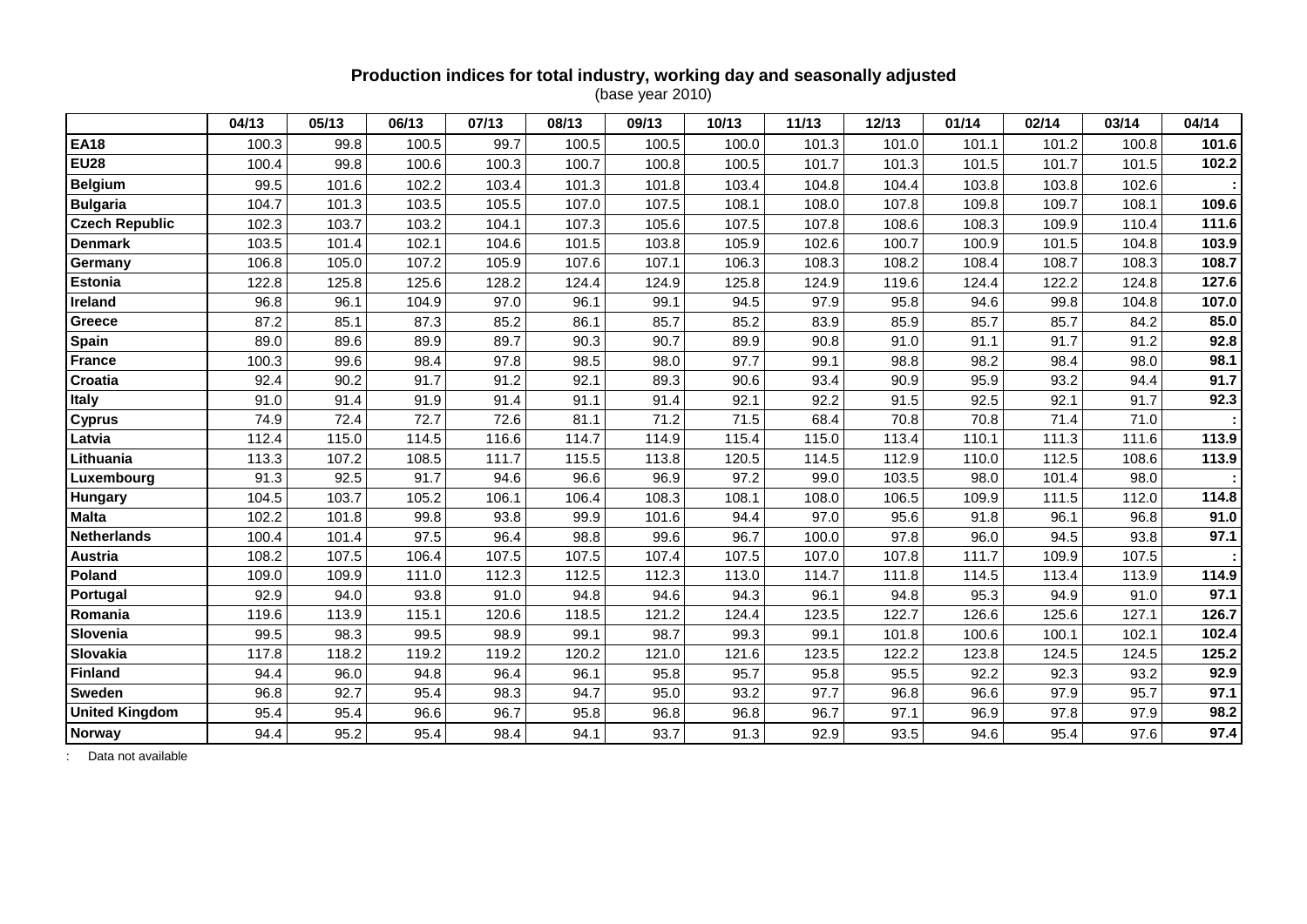**Production indices for total industry, working day and seasonally adjusted**

(base year 2010)

| | 04/13 | 05/13 | 06/13 | 07/13 | 08/13 | 09/13 | 10/13 | 11/13 | 12/13 | 01/14 | 02/14 | 03/14 | 04/14 |
|---|---|---|---|---|---|---|---|---|---|---|---|---|---|
| **EA18** | 100.3 | 99.8 | 100.5 | 99.7 | 100.5 | 100.5 | 100.0 | 101.3 | 101.0 | 101.1 | 101.2 | 100.8 | **101.6** |
| **EU28** | 100.4 | 99.8 | 100.6 | 100.3 | 100.7 | 100.8 | 100.5 | 101.7 | 101.3 | 101.5 | 101.7 | 101.5 | **102.2** |
| **Belgium** | 99.5 | 101.6 | 102.2 | 103.4 | 101.3 | 101.8 | 103.4 | 104.8 | 104.4 | 103.8 | 103.8 | 102.6 | **:** |
| **Bulgaria** | 104.7 | 101.3 | 103.5 | 105.5 | 107.0 | 107.5 | 108.1 | 108.0 | 107.8 | 109.8 | 109.7 | 108.1 | **109.6** |
| **Czech Republic** | 102.3 | 103.7 | 103.2 | 104.1 | 107.3 | 105.6 | 107.5 | 107.8 | 108.6 | 108.3 | 109.9 | 110.4 | **111.6** |
| **Denmark** | 103.5 | 101.4 | 102.1 | 104.6 | 101.5 | 103.8 | 105.9 | 102.6 | 100.7 | 100.9 | 101.5 | 104.8 | **103.9** |
| **Germany** | 106.8 | 105.0 | 107.2 | 105.9 | 107.6 | 107.1 | 106.3 | 108.3 | 108.2 | 108.4 | 108.7 | 108.3 | **108.7** |
| **Estonia** | 122.8 | 125.8 | 125.6 | 128.2 | 124.4 | 124.9 | 125.8 | 124.9 | 119.6 | 124.4 | 122.2 | 124.8 | **127.6** |
| **Ireland** | 96.8 | 96.1 | 104.9 | 97.0 | 96.1 | 99.1 | 94.5 | 97.9 | 95.8 | 94.6 | 99.8 | 104.8 | **107.0** |
| **Greece** | 87.2 | 85.1 | 87.3 | 85.2 | 86.1 | 85.7 | 85.2 | 83.9 | 85.9 | 85.7 | 85.7 | 84.2 | **85.0** |
| **Spain** | 89.0 | 89.6 | 89.9 | 89.7 | 90.3 | 90.7 | 89.9 | 90.8 | 91.0 | 91.1 | 91.7 | 91.2 | **92.8** |
| **France** | 100.3 | 99.6 | 98.4 | 97.8 | 98.5 | 98.0 | 97.7 | 99.1 | 98.8 | 98.2 | 98.4 | 98.0 | **98.1** |
| **Croatia** | 92.4 | 90.2 | 91.7 | 91.2 | 92.1 | 89.3 | 90.6 | 93.4 | 90.9 | 95.9 | 93.2 | 94.4 | **91.7** |
| **Italy** | 91.0 | 91.4 | 91.9 | 91.4 | 91.1 | 91.4 | 92.1 | 92.2 | 91.5 | 92.5 | 92.1 | 91.7 | **92.3** |
| **Cyprus** | 74.9 | 72.4 | 72.7 | 72.6 | 81.1 | 71.2 | 71.5 | 68.4 | 70.8 | 70.8 | 71.4 | 71.0 | **:** |
| **Latvia** | 112.4 | 115.0 | 114.5 | 116.6 | 114.7 | 114.9 | 115.4 | 115.0 | 113.4 | 110.1 | 111.3 | 111.6 | **113.9** |
| **Lithuania** | 113.3 | 107.2 | 108.5 | 111.7 | 115.5 | 113.8 | 120.5 | 114.5 | 112.9 | 110.0 | 112.5 | 108.6 | **113.9** |
| **Luxembourg** | 91.3 | 92.5 | 91.7 | 94.6 | 96.6 | 96.9 | 97.2 | 99.0 | 103.5 | 98.0 | 101.4 | 98.0 | **:** |
| **Hungary** | 104.5 | 103.7 | 105.2 | 106.1 | 106.4 | 108.3 | 108.1 | 108.0 | 106.5 | 109.9 | 111.5 | 112.0 | **114.8** |
| **Malta** | 102.2 | 101.8 | 99.8 | 93.8 | 99.9 | 101.6 | 94.4 | 97.0 | 95.6 | 91.8 | 96.1 | 96.8 | **91.0** |
| **Netherlands** | 100.4 | 101.4 | 97.5 | 96.4 | 98.8 | 99.6 | 96.7 | 100.0 | 97.8 | 96.0 | 94.5 | 93.8 | **97.1** |
| **Austria** | 108.2 | 107.5 | 106.4 | 107.5 | 107.5 | 107.4 | 107.5 | 107.0 | 107.8 | 111.7 | 109.9 | 107.5 | **:** |
| **Poland** | 109.0 | 109.9 | 111.0 | 112.3 | 112.5 | 112.3 | 113.0 | 114.7 | 111.8 | 114.5 | 113.4 | 113.9 | **114.9** |
| **Portugal** | 92.9 | 94.0 | 93.8 | 91.0 | 94.8 | 94.6 | 94.3 | 96.1 | 94.8 | 95.3 | 94.9 | 91.0 | **97.1** |
| **Romania** | 119.6 | 113.9 | 115.1 | 120.6 | 118.5 | 121.2 | 124.4 | 123.5 | 122.7 | 126.6 | 125.6 | 127.1 | **126.7** |
| **Slovenia** | 99.5 | 98.3 | 99.5 | 98.9 | 99.1 | 98.7 | 99.3 | 99.1 | 101.8 | 100.6 | 100.1 | 102.1 | **102.4** |
| **Slovakia** | 117.8 | 118.2 | 119.2 | 119.2 | 120.2 | 121.0 | 121.6 | 123.5 | 122.2 | 123.8 | 124.5 | 124.5 | **125.2** |
| **Finland** | 94.4 | 96.0 | 94.8 | 96.4 | 96.1 | 95.8 | 95.7 | 95.8 | 95.5 | 92.2 | 92.3 | 93.2 | **92.9** |
| **Sweden** | 96.8 | 92.7 | 95.4 | 98.3 | 94.7 | 95.0 | 93.2 | 97.7 | 96.8 | 96.6 | 97.9 | 95.7 | **97.1** |
| **United Kingdom** | 95.4 | 95.4 | 96.6 | 96.7 | 95.8 | 96.8 | 96.8 | 96.7 | 97.1 | 96.9 | 97.8 | 97.9 | **98.2** |
| **Norway** | 94.4 | 95.2 | 95.4 | 98.4 | 94.1 | 93.7 | 91.3 | 92.9 | 93.5 | 94.6 | 95.4 | 97.6 | **97.4** |

: Data not available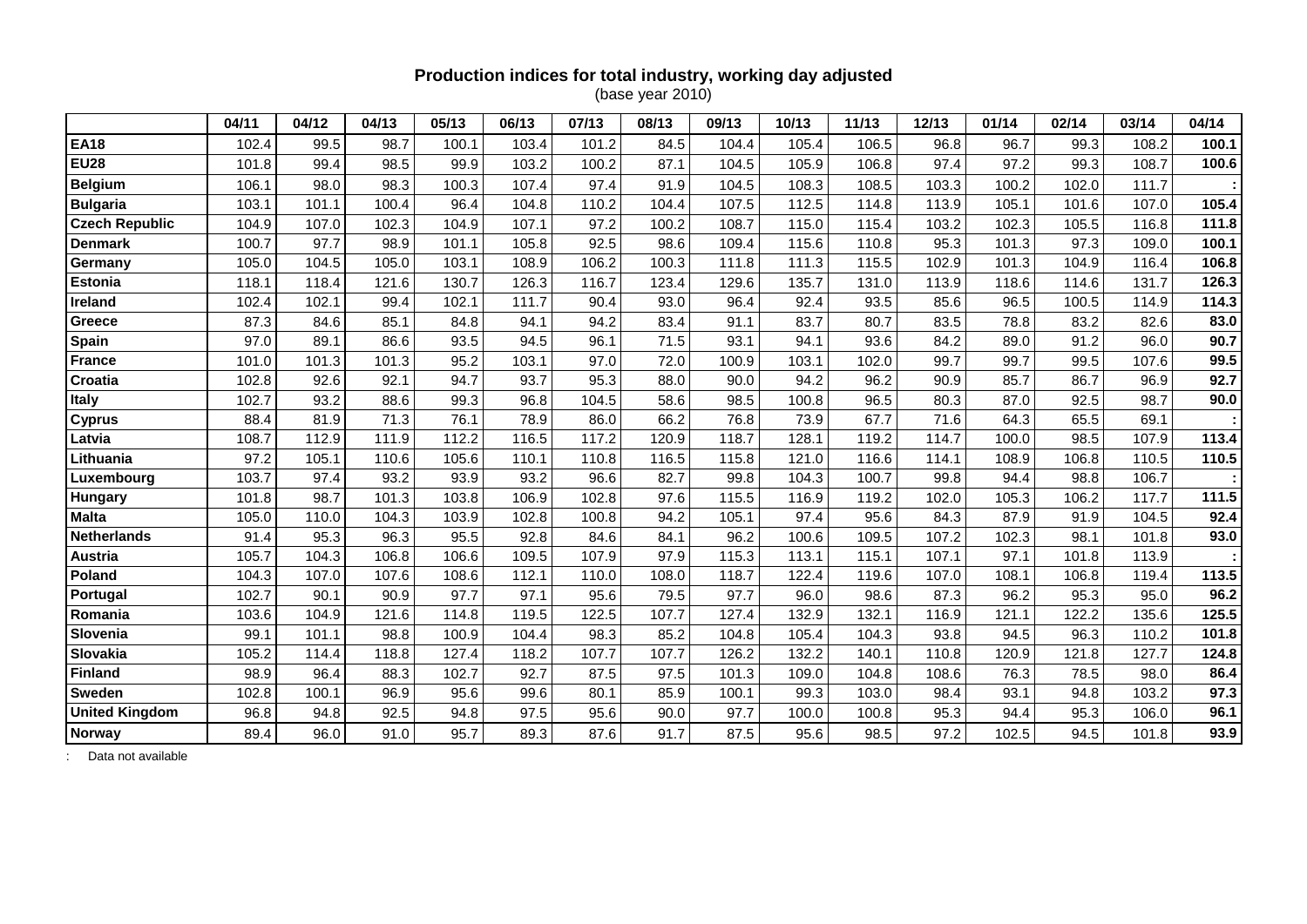**Production indices for total industry, working day adjusted**

(base year 2010)

| | 04/11 | 04/12 | 04/13 | 05/13 | 06/13 | 07/13 | 08/13 | 09/13 | 10/13 | 11/13 | 12/13 | 01/14 | 02/14 | 03/14 | 04/14 |
|---|---|---|---|---|---|---|---|---|---|---|---|---|---|---|---|
| **EA18** | 102.4 | 99.5 | 98.7 | 100.1 | 103.4 | 101.2 | 84.5 | 104.4 | 105.4 | 106.5 | 96.8 | 96.7 | 99.3 | 108.2 | **100.1** |
| **EU28** | 101.8 | 99.4 | 98.5 | 99.9 | 103.2 | 100.2 | 87.1 | 104.5 | 105.9 | 106.8 | 97.4 | 97.2 | 99.3 | 108.7 | **100.6** |
| **Belgium** | 106.1 | 98.0 | 98.3 | 100.3 | 107.4 | 97.4 | 91.9 | 104.5 | 108.3 | 108.5 | 103.3 | 100.2 | 102.0 | 111.7 | **:** |
| **Bulgaria** | 103.1 | 101.1 | 100.4 | 96.4 | 104.8 | 110.2 | 104.4 | 107.5 | 112.5 | 114.8 | 113.9 | 105.1 | 101.6 | 107.0 | **105.4** |
| **Czech Republic** | 104.9 | 107.0 | 102.3 | 104.9 | 107.1 | 97.2 | 100.2 | 108.7 | 115.0 | 115.4 | 103.2 | 102.3 | 105.5 | 116.8 | **111.8** |
| **Denmark** | 100.7 | 97.7 | 98.9 | 101.1 | 105.8 | 92.5 | 98.6 | 109.4 | 115.6 | 110.8 | 95.3 | 101.3 | 97.3 | 109.0 | **100.1** |
| **Germany** | 105.0 | 104.5 | 105.0 | 103.1 | 108.9 | 106.2 | 100.3 | 111.8 | 111.3 | 115.5 | 102.9 | 101.3 | 104.9 | 116.4 | **106.8** |
| **Estonia** | 118.1 | 118.4 | 121.6 | 130.7 | 126.3 | 116.7 | 123.4 | 129.6 | 135.7 | 131.0 | 113.9 | 118.6 | 114.6 | 131.7 | **126.3** |
| **Ireland** | 102.4 | 102.1 | 99.4 | 102.1 | 111.7 | 90.4 | 93.0 | 96.4 | 92.4 | 93.5 | 85.6 | 96.5 | 100.5 | 114.9 | **114.3** |
| **Greece** | 87.3 | 84.6 | 85.1 | 84.8 | 94.1 | 94.2 | 83.4 | 91.1 | 83.7 | 80.7 | 83.5 | 78.8 | 83.2 | 82.6 | **83.0** |
| **Spain** | 97.0 | 89.1 | 86.6 | 93.5 | 94.5 | 96.1 | 71.5 | 93.1 | 94.1 | 93.6 | 84.2 | 89.0 | 91.2 | 96.0 | **90.7** |
| **France** | 101.0 | 101.3 | 101.3 | 95.2 | 103.1 | 97.0 | 72.0 | 100.9 | 103.1 | 102.0 | 99.7 | 99.7 | 99.5 | 107.6 | **99.5** |
| **Croatia** | 102.8 | 92.6 | 92.1 | 94.7 | 93.7 | 95.3 | 88.0 | 90.0 | 94.2 | 96.2 | 90.9 | 85.7 | 86.7 | 96.9 | **92.7** |
| **Italy** | 102.7 | 93.2 | 88.6 | 99.3 | 96.8 | 104.5 | 58.6 | 98.5 | 100.8 | 96.5 | 80.3 | 87.0 | 92.5 | 98.7 | **90.0** |
| **Cyprus** | 88.4 | 81.9 | 71.3 | 76.1 | 78.9 | 86.0 | 66.2 | 76.8 | 73.9 | 67.7 | 71.6 | 64.3 | 65.5 | 69.1 | **:** |
| **Latvia** | 108.7 | 112.9 | 111.9 | 112.2 | 116.5 | 117.2 | 120.9 | 118.7 | 128.1 | 119.2 | 114.7 | 100.0 | 98.5 | 107.9 | **113.4** |
| **Lithuania** | 97.2 | 105.1 | 110.6 | 105.6 | 110.1 | 110.8 | 116.5 | 115.8 | 121.0 | 116.6 | 114.1 | 108.9 | 106.8 | 110.5 | **110.5** |
| **Luxembourg** | 103.7 | 97.4 | 93.2 | 93.9 | 93.2 | 96.6 | 82.7 | 99.8 | 104.3 | 100.7 | 99.8 | 94.4 | 98.8 | 106.7 | **:** |
| **Hungary** | 101.8 | 98.7 | 101.3 | 103.8 | 106.9 | 102.8 | 97.6 | 115.5 | 116.9 | 119.2 | 102.0 | 105.3 | 106.2 | 117.7 | **111.5** |
| **Malta** | 105.0 | 110.0 | 104.3 | 103.9 | 102.8 | 100.8 | 94.2 | 105.1 | 97.4 | 95.6 | 84.3 | 87.9 | 91.9 | 104.5 | **92.4** |
| **Netherlands** | 91.4 | 95.3 | 96.3 | 95.5 | 92.8 | 84.6 | 84.1 | 96.2 | 100.6 | 109.5 | 107.2 | 102.3 | 98.1 | 101.8 | **93.0** |
| **Austria** | 105.7 | 104.3 | 106.8 | 106.6 | 109.5 | 107.9 | 97.9 | 115.3 | 113.1 | 115.1 | 107.1 | 97.1 | 101.8 | 113.9 | **:** |
| **Poland** | 104.3 | 107.0 | 107.6 | 108.6 | 112.1 | 110.0 | 108.0 | 118.7 | 122.4 | 119.6 | 107.0 | 108.1 | 106.8 | 119.4 | **113.5** |
| **Portugal** | 102.7 | 90.1 | 90.9 | 97.7 | 97.1 | 95.6 | 79.5 | 97.7 | 96.0 | 98.6 | 87.3 | 96.2 | 95.3 | 95.0 | **96.2** |
| **Romania** | 103.6 | 104.9 | 121.6 | 114.8 | 119.5 | 122.5 | 107.7 | 127.4 | 132.9 | 132.1 | 116.9 | 121.1 | 122.2 | 135.6 | **125.5** |
| **Slovenia** | 99.1 | 101.1 | 98.8 | 100.9 | 104.4 | 98.3 | 85.2 | 104.8 | 105.4 | 104.3 | 93.8 | 94.5 | 96.3 | 110.2 | **101.8** |
| **Slovakia** | 105.2 | 114.4 | 118.8 | 127.4 | 118.2 | 107.7 | 107.7 | 126.2 | 132.2 | 140.1 | 110.8 | 120.9 | 121.8 | 127.7 | **124.8** |
| **Finland** | 98.9 | 96.4 | 88.3 | 102.7 | 92.7 | 87.5 | 97.5 | 101.3 | 109.0 | 104.8 | 108.6 | 76.3 | 78.5 | 98.0 | **86.4** |
| **Sweden** | 102.8 | 100.1 | 96.9 | 95.6 | 99.6 | 80.1 | 85.9 | 100.1 | 99.3 | 103.0 | 98.4 | 93.1 | 94.8 | 103.2 | **97.3** |
| **United Kingdom** | 96.8 | 94.8 | 92.5 | 94.8 | 97.5 | 95.6 | 90.0 | 97.7 | 100.0 | 100.8 | 95.3 | 94.4 | 95.3 | 106.0 | **96.1** |
| **Norway** | 89.4 | 96.0 | 91.0 | 95.7 | 89.3 | 87.6 | 91.7 | 87.5 | 95.6 | 98.5 | 97.2 | 102.5 | 94.5 | 101.8 | **93.9** |

: Data not available